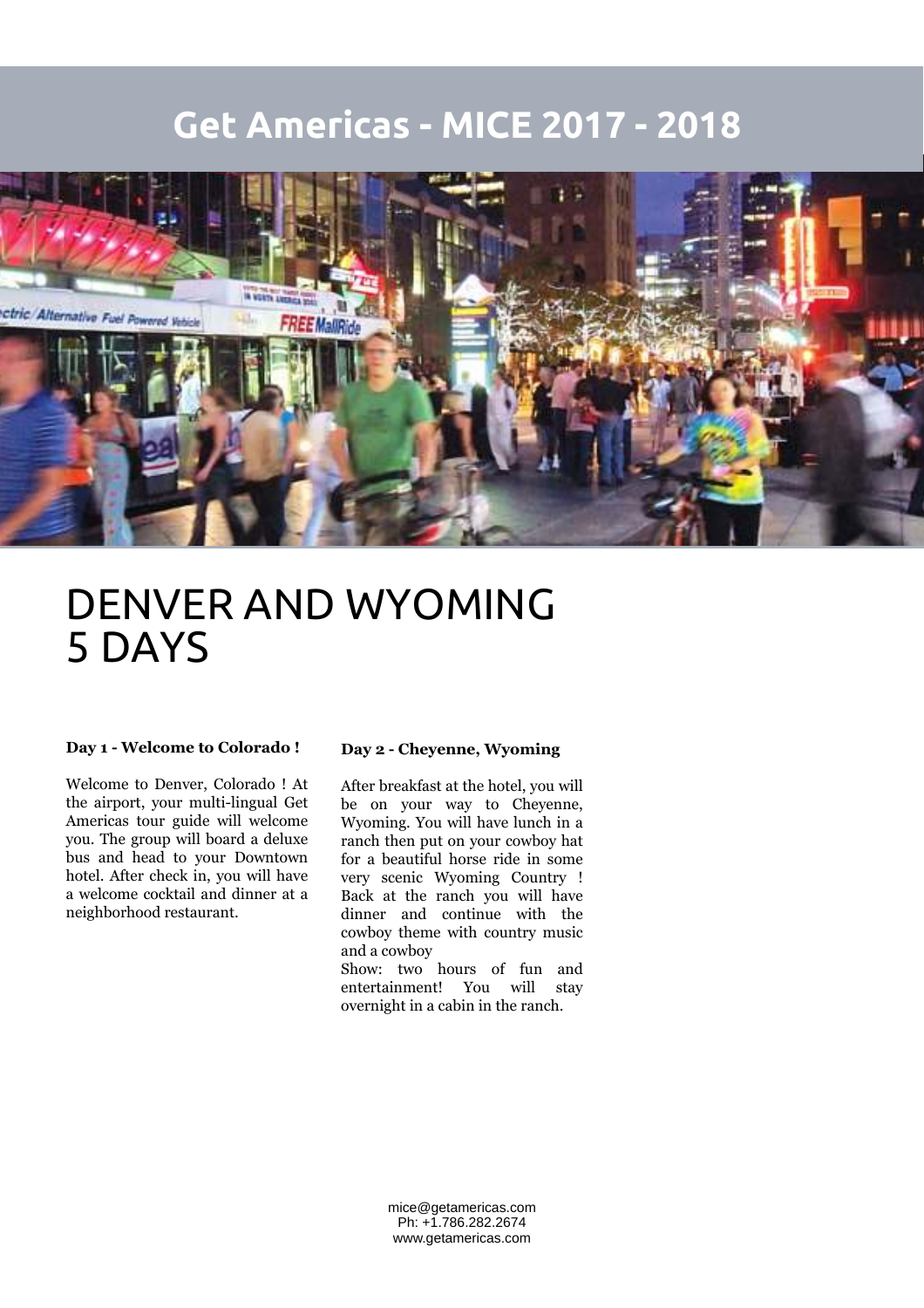# Get Americas - MICE 2017 - 2018

# DENVER AND WYOMING
# 5 DAYS

**Day 1 - Welcome to Colorado !**

Welcome to Denver, Colorado ! At the airport, your multi-lingual Get Americas tour guide will welcome you. The group will board a deluxe bus and head to your Downtown hotel. After check in, you will have a welcome cocktail and dinner at a neighborhood restaurant.

**Day 2 - Cheyenne, Wyoming**

After breakfast at the hotel, you will be on your way to Cheyenne, Wyoming. You will have lunch in a ranch then put on your cowboy hat for a beautiful horse ride in some very scenic Wyoming Country ! Back at the ranch you will have dinner and continue with the cowboy theme with country music and a cowboy
Show: two hours of fun and entertainment! You will stay overnight in a cabin in the ranch.

mice@getamericas.com
Ph: +1.786.282.2674
www.getamericas.com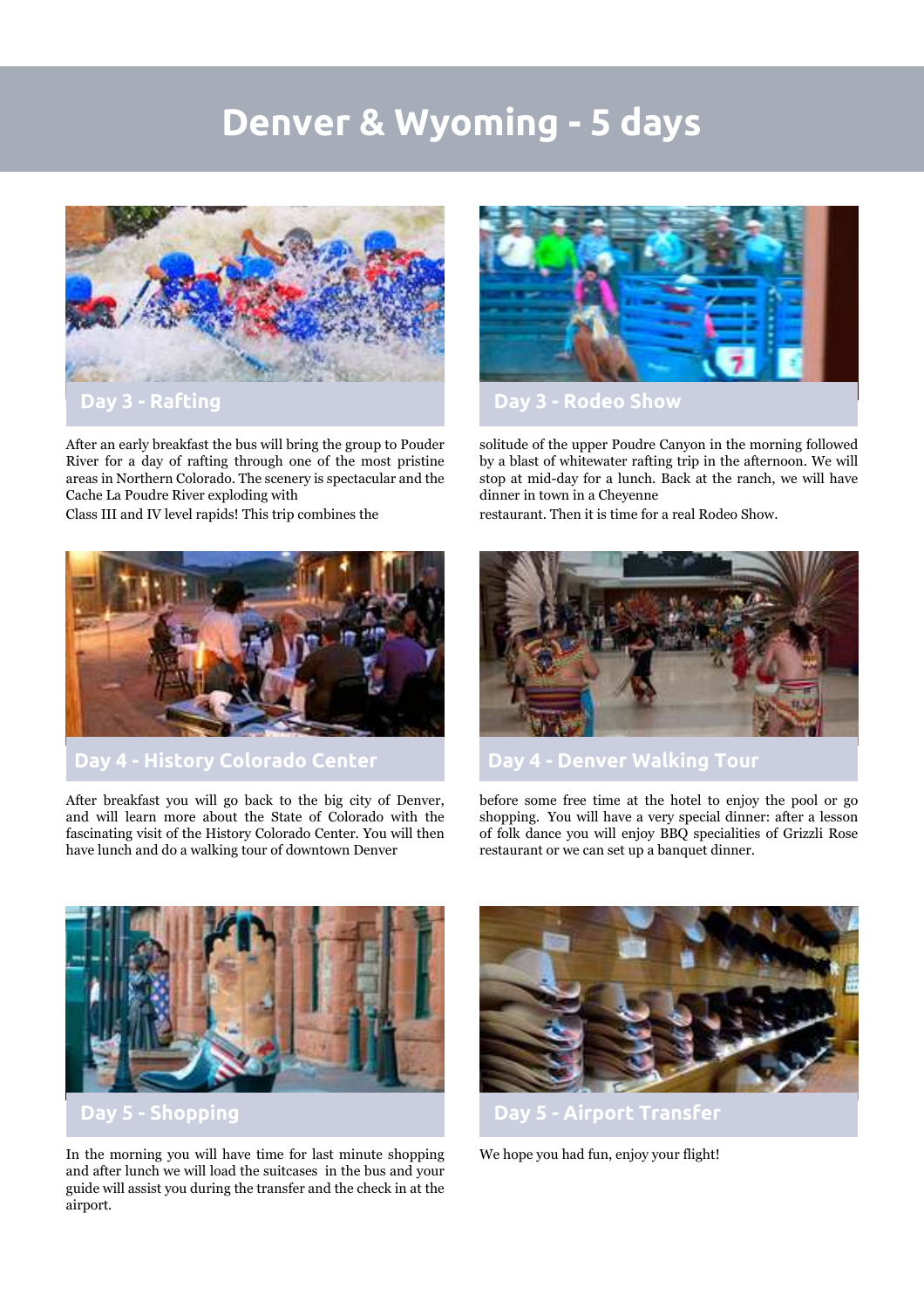# Denver & Wyoming - 5 days

## Day 3 - Rafting

After an early breakfast the bus will bring the group to Pouder River for a day of rafting through one of the most pristine areas in Northern Colorado. The scenery is spectacular and the Cache La Poudre River exploding with Class III and IV level rapids! This trip combines the

## Day 3 - Rodeo Show

solitude of the upper Poudre Canyon in the morning followed by a blast of whitewater rafting trip in the afternoon. We will stop at mid-day for a lunch. Back at the ranch, we will have dinner in town in a Cheyenne restaurant. Then it is time for a real Rodeo Show.

## Day 4 - History Colorado Center

After breakfast you will go back to the big city of Denver, and will learn more about the State of Colorado with the fascinating visit of the History Colorado Center. You will then have lunch and do a walking tour of downtown Denver

## Day 4 - Denver Walking Tour

before some free time at the hotel to enjoy the pool or go shopping. You will have a very special dinner: after a lesson of folk dance you will enjoy BBQ specialities of Grizzli Rose restaurant or we can set up a banquet dinner.

## Day 5 - Shopping

In the morning you will have time for last minute shopping and after lunch we will load the suitcases in the bus and your guide will assist you during the transfer and the check in at the airport.

## Day 5 - Airport Transfer

We hope you had fun, enjoy your flight!